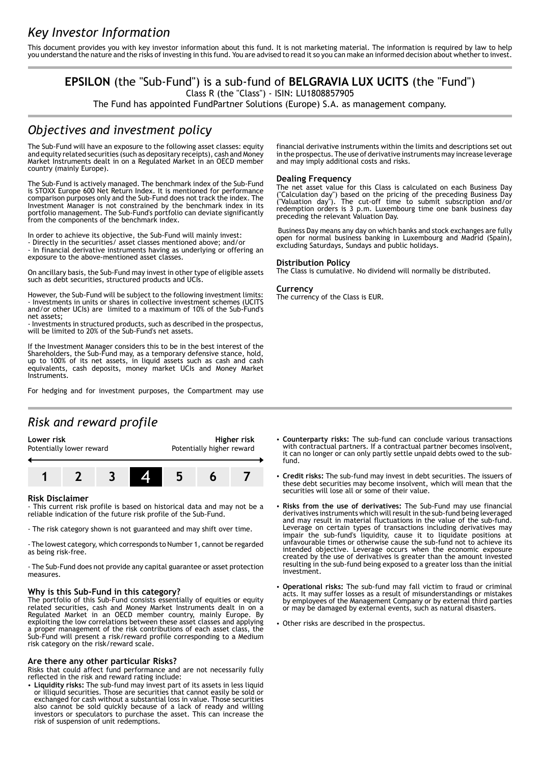# Key Investor Information

This document provides you with key investor information about this fund. It is not marketing material. The information is required by law to help you understand the nature and the risks of investing in this fund. You are advised to read it so you can make an informed decision about whether to invest.

**EPSILON** (the "Sub-Fund") is a sub-fund of **BELGRAVIA LUX UCITS** (the "Fund")

Class R (the "Class") - ISIN: LU1808857905

The Fund has appointed FundPartner Solutions (Europe) S.A. as management company.

## Objectives and investment policy

The Sub-Fund will have an exposure to the following asset classes: equity and equity related securities (such as depositary receipts), cash and Money Market Instruments dealt in on a Regulated Market in an OECD member country (mainly Europe).

The Sub-Fund is actively managed. The benchmark index of the Sub-Fund is STOXX Europe 600 Net Return Index. It is mentioned for performance comparison purposes only and the Sub-Fund does not track the index. The Investment Manager is not constrained by the benchmark index in its portfolio management. The Sub-Fund's portfolio can deviate significantly from the components of the benchmark index.

In order to achieve its objective, the Sub-Fund will mainly invest:
- Directly in the securities/ asset classes mentioned above; and/or
- In financial derivative instruments having as underlying or offering an exposure to the above-mentioned asset classes.

On ancillary basis, the Sub-Fund may invest in other type of eligible assets such as debt securities, structured products and UCIs.

However, the Sub-Fund will be subject to the following investment limits:
- Investments in units or shares in collective investment schemes (UCITS and/or other UCIs) are limited to a maximum of 10% of the Sub-Fund's net assets;
- Investments in structured products, such as described in the prospectus, will be limited to 20% of the Sub-Fund's net assets.

If the Investment Manager considers this to be in the best interest of the Shareholders, the Sub-Fund may, as a temporary defensive stance, hold, up to 100% of its net assets, in liquid assets such as cash and cash equivalents, cash deposits, money market UCIs and Money Market Instruments.

For hedging and for investment purposes, the Compartment may use financial derivative instruments within the limits and descriptions set out in the prospectus. The use of derivative instruments may increase leverage and may imply additional costs and risks.

### Dealing Frequency

The net asset value for this Class is calculated on each Business Day ("Calculation day") based on the pricing of the preceding Business Day ("Valuation day"). The cut-off time to submit subscription and/or redemption orders is 3 p.m. Luxembourg time one bank business day preceding the relevant Valuation Day.

Business Day means any day on which banks and stock exchanges are fully open for normal business banking in Luxembourg and Madrid (Spain), excluding Saturdays, Sundays and public holidays.

### Distribution Policy

The Class is cumulative. No dividend will normally be distributed.

### Currency

The currency of the Class is EUR.

## Risk and reward profile

**Lower risk** Potentially lower reward — **Higher risk** Potentially higher reward

| 1 | 2 | 3 | **4** | 5 | 6 | 7 |
|---|---|---|---|---|---|---|

### Risk Disclaimer

- This current risk profile is based on historical data and may not be a reliable indication of the future risk profile of the Sub-Fund.

- The risk category shown is not guaranteed and may shift over time.

- The lowest category, which corresponds to Number 1, cannot be regarded as being risk-free.

- The Sub-Fund does not provide any capital guarantee or asset protection measures.

### Why is this Sub-Fund in this category?

The portfolio of this Sub-Fund consists essentially of equities or equity related securities, cash and Money Market Instruments dealt in on a Regulated Market in an OECD member country, mainly Europe. By exploiting the low correlations between these asset classes and applying a proper management of the risk contributions of each asset class, the Sub-Fund will present a risk/reward profile corresponding to a Medium risk category on the risk/reward scale.

### Are there any other particular Risks?

Risks that could affect fund performance and are not necessarily fully reflected in the risk and reward rating include:

- **Liquidity risks:** The sub-fund may invest part of its assets in less liquid or illiquid securities. Those are securities that cannot easily be sold or exchanged for cash without a substantial loss in value. Those securities also cannot be sold quickly because of a lack of ready and willing investors or speculators to purchase the asset. This can increase the risk of suspension of unit redemptions.
- **Counterparty risks:** The sub-fund can conclude various transactions with contractual partners. If a contractual partner becomes insolvent, it can no longer or can only partly settle unpaid debts owed to the sub-fund.
- **Credit risks:** The sub-fund may invest in debt securities. The issuers of these debt securities may become insolvent, which will mean that the securities will lose all or some of their value.
- **Risks from the use of derivatives:** The Sub-Fund may use financial derivatives instruments which will result in the sub-fund being leveraged and may result in material fluctuations in the value of the sub-fund. Leverage on certain types of transactions including derivatives may impair the sub-fund's liquidity, cause it to liquidate positions at unfavourable times or otherwise cause the sub-fund not to achieve its intended objective. Leverage occurs when the economic exposure created by the use of derivatives is greater than the amount invested resulting in the sub-fund being exposed to a greater loss than the initial investment.
- **Operational risks:** The sub-fund may fall victim to fraud or criminal acts. It may suffer losses as a result of misunderstandings or mistakes by employees of the Management Company or by external third parties or may be damaged by external events, such as natural disasters.
- Other risks are described in the prospectus.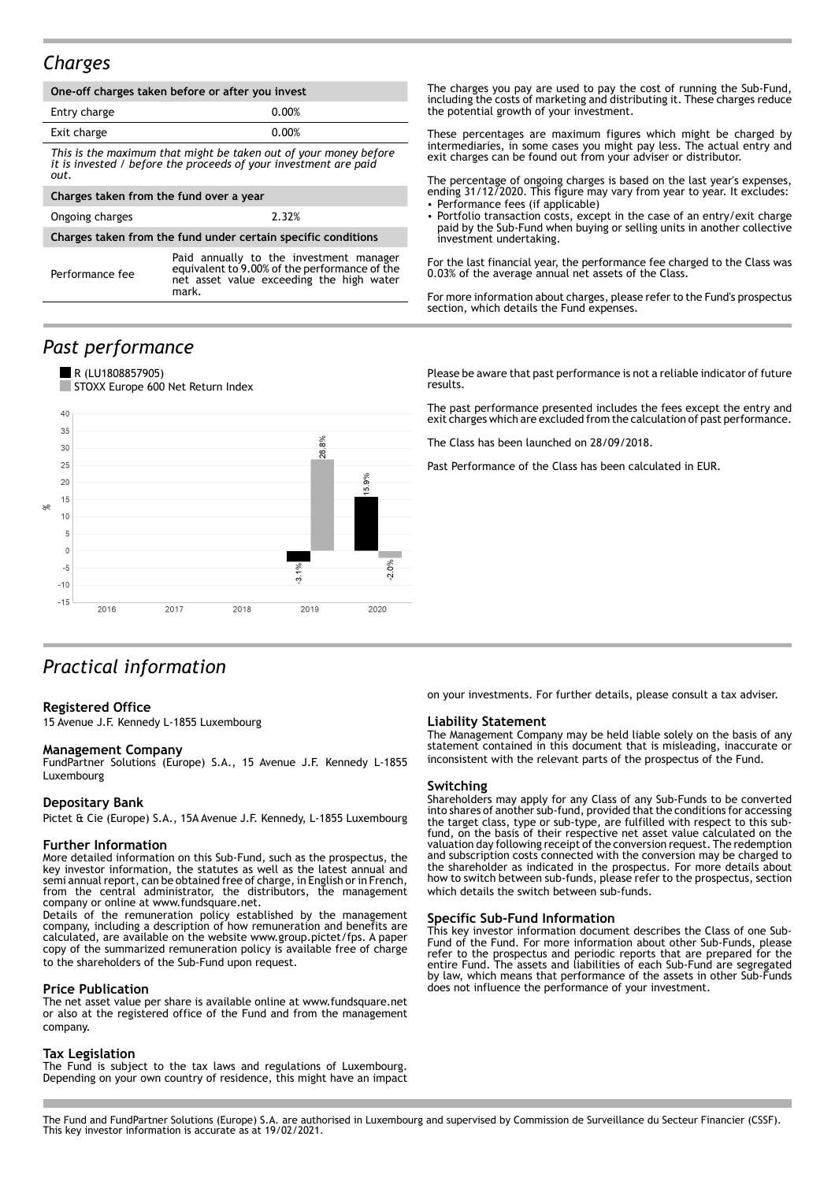## Charges

| One-off charges taken before or after you invest | |
|---|---|
| Entry charge | 0.00% |
| Exit charge | 0.00% |

*This is the maximum that might be taken out of your money before it is invested / before the proceeds of your investment are paid out.*

| Charges taken from the fund over a year | |
|---|---|
| Ongoing charges | 2.32% |

| Charges taken from the fund under certain specific conditions | |
|---|---|
| Performance fee | Paid annually to the investment manager equivalent to 9.00% of the performance of the net asset value exceeding the high water mark. |

The charges you pay are used to pay the cost of running the Sub-Fund, including the costs of marketing and distributing it. These charges reduce the potential growth of your investment.

These percentages are maximum figures which might be charged by intermediaries, in some cases you might pay less. The actual entry and exit charges can be found out from your adviser or distributor.

The percentage of ongoing charges is based on the last year's expenses, ending 31/12/2020. This figure may vary from year to year. It excludes:
- Performance fees (if applicable)
- Portfolio transaction costs, except in the case of an entry/exit charge paid by the Sub-Fund when buying or selling units in another collective investment undertaking.

For the last financial year, the performance fee charged to the Class was 0.03% of the average annual net assets of the Class.

For more information about charges, please refer to the Fund's prospectus section, which details the Fund expenses.

## Past performance

R (LU1808857905)
STOXX Europe 600 Net Return Index

%
40
35
30
25
20
15
10
5
0
-5
-10
-15
2016 2017 2018 2019 2020
-3.1%
26.8%
15.9%
-2.0%

Please be aware that past performance is not a reliable indicator of future results.

The past performance presented includes the fees except the entry and exit charges which are excluded from the calculation of past performance.

The Class has been launched on 28/09/2018.

Past Performance of the Class has been calculated in EUR.

## Practical information

### Registered Office
15 Avenue J.F. Kennedy L-1855 Luxembourg

### Management Company
FundPartner Solutions (Europe) S.A., 15 Avenue J.F. Kennedy L-1855 Luxembourg

### Depositary Bank
Pictet & Cie (Europe) S.A., 15A Avenue J.F. Kennedy, L-1855 Luxembourg

### Further Information
More detailed information on this Sub-Fund, such as the prospectus, the key investor information, the statutes as well as the latest annual and semi annual report, can be obtained free of charge, in English or in French, from the central administrator, the distributors, the management company or online at www.fundsquare.net.
Details of the remuneration policy established by the management company, including a description of how remuneration and benefits are calculated, are available on the website www.group.pictet/fps. A paper copy of the summarized remuneration policy is available free of charge to the shareholders of the Sub-Fund upon request.

### Price Publication
The net asset value per share is available online at www.fundsquare.net or also at the registered office of the Fund and from the management company.

### Tax Legislation
The Fund is subject to the tax laws and regulations of Luxembourg. Depending on your own country of residence, this might have an impact on your investments. For further details, please consult a tax adviser.

### Liability Statement
The Management Company may be held liable solely on the basis of any statement contained in this document that is misleading, inaccurate or inconsistent with the relevant parts of the prospectus of the Fund.

### Switching
Shareholders may apply for any Class of any Sub-Funds to be converted into shares of another sub-fund, provided that the conditions for accessing the target class, type or sub-type, are fulfilled with respect to this sub-fund, on the basis of their respective net asset value calculated on the valuation day following receipt of the conversion request. The redemption and subscription costs connected with the conversion may be charged to the shareholder as indicated in the prospectus. For more details about how to switch between sub-funds, please refer to the prospectus, section which details the switch between sub-funds.

### Specific Sub-Fund Information
This key investor information document describes the Class of one Sub-Fund of the Fund. For more information about other Sub-Funds, please refer to the prospectus and periodic reports that are prepared for the entire Fund. The assets and liabilities of each Sub-Fund are segregated by law, which means that performance of the assets in other Sub-Funds does not influence the performance of your investment.

The Fund and FundPartner Solutions (Europe) S.A. are authorised in Luxembourg and supervised by Commission de Surveillance du Secteur Financier (CSSF). This key investor information is accurate as at 19/02/2021.